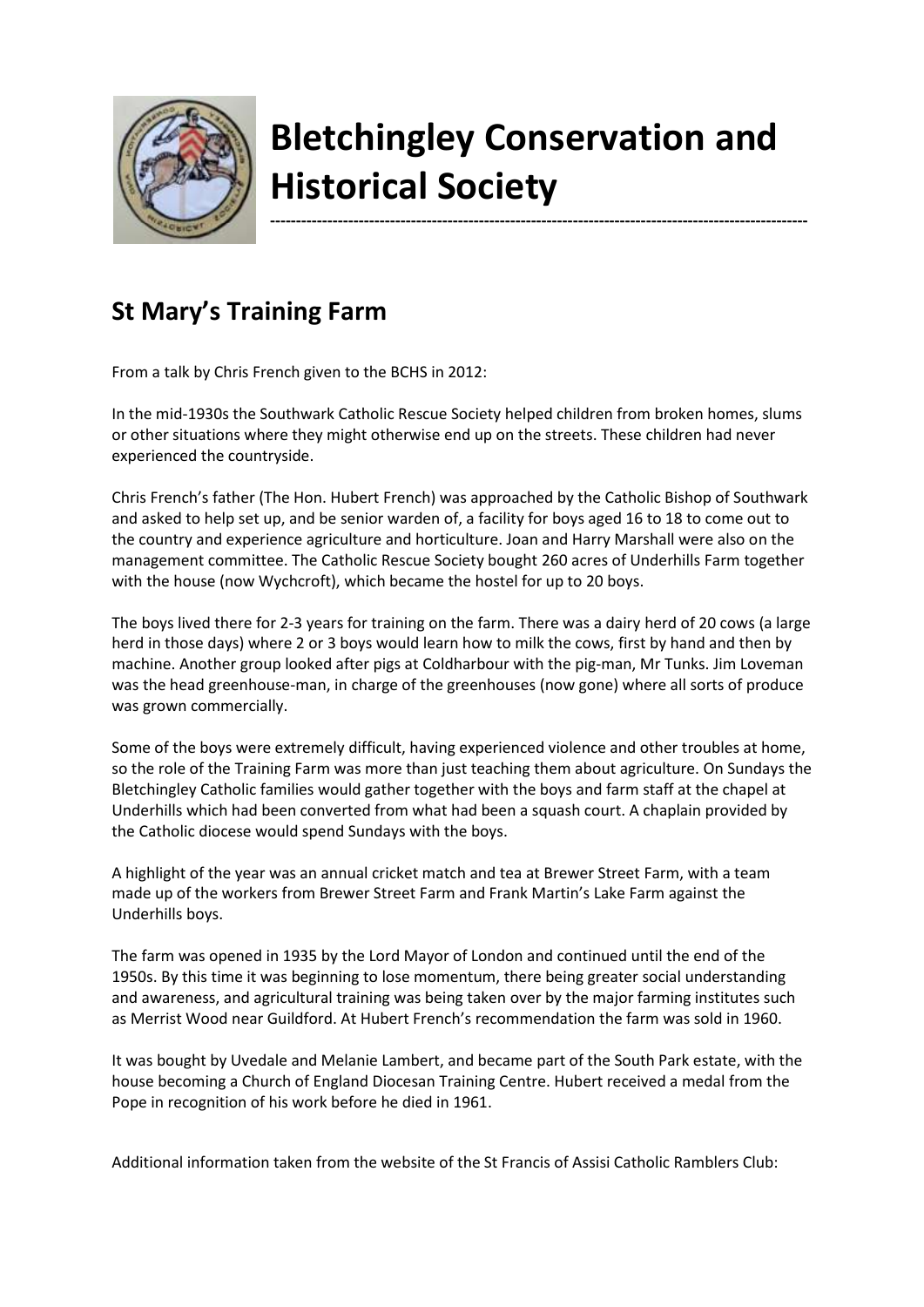# Bletchingley Conservation and Historical Society

## St Mary's Training Farm

From a talk by Chris French given to the BCHS in 2012:

In the mid-1930s the Southwark Catholic Rescue Society helped children from broken homes, slums or other situations where they might otherwise end up on the streets. These children had never experienced the countryside.

Chris French's father (The Hon. Hubert French) was approached by the Catholic Bishop of Southwark and asked to help set up, and be senior warden of, a facility for boys aged 16 to 18 to come out to the country and experience agriculture and horticulture. Joan and Harry Marshall were also on the management committee. The Catholic Rescue Society bought 260 acres of Underhills Farm together with the house (now Wychcroft), which became the hostel for up to 20 boys.

The boys lived there for 2-3 years for training on the farm. There was a dairy herd of 20 cows (a large herd in those days) where 2 or 3 boys would learn how to milk the cows, first by hand and then by machine. Another group looked after pigs at Coldharbour with the pig-man, Mr Tunks. Jim Loveman was the head greenhouse-man, in charge of the greenhouses (now gone) where all sorts of produce was grown commercially.

Some of the boys were extremely difficult, having experienced violence and other troubles at home, so the role of the Training Farm was more than just teaching them about agriculture. On Sundays the Bletchingley Catholic families would gather together with the boys and farm staff at the chapel at Underhills which had been converted from what had been a squash court. A chaplain provided by the Catholic diocese would spend Sundays with the boys.

A highlight of the year was an annual cricket match and tea at Brewer Street Farm, with a team made up of the workers from Brewer Street Farm and Frank Martin's Lake Farm against the Underhills boys.

The farm was opened in 1935 by the Lord Mayor of London and continued until the end of the 1950s. By this time it was beginning to lose momentum, there being greater social understanding and awareness, and agricultural training was being taken over by the major farming institutes such as Merrist Wood near Guildford. At Hubert French's recommendation the farm was sold in 1960.

It was bought by Uvedale and Melanie Lambert, and became part of the South Park estate, with the house becoming a Church of England Diocesan Training Centre. Hubert received a medal from the Pope in recognition of his work before he died in 1961.

Additional information taken from the website of the St Francis of Assisi Catholic Ramblers Club: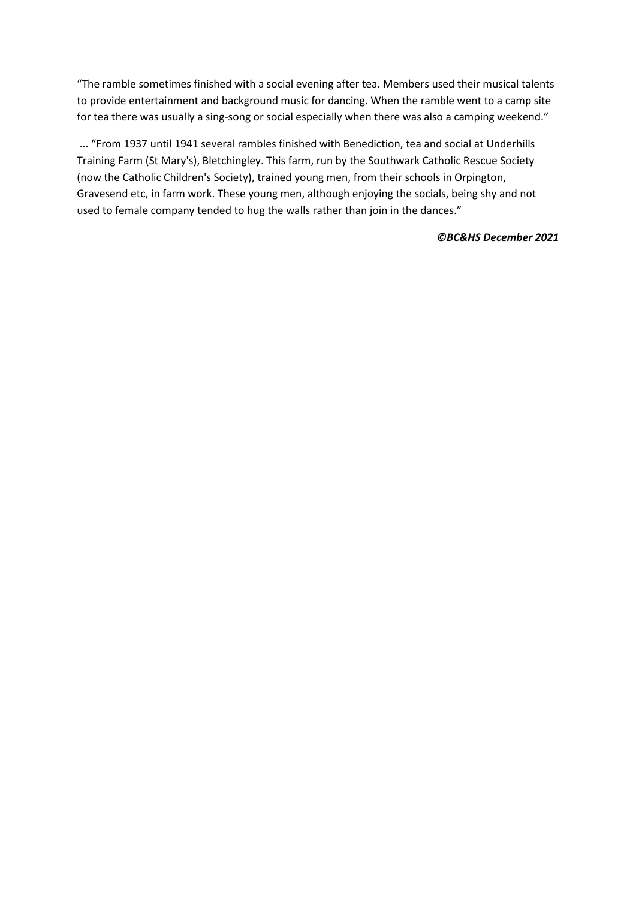"The ramble sometimes finished with a social evening after tea. Members used their musical talents to provide entertainment and background music for dancing. When the ramble went to a camp site for tea there was usually a sing-song or social especially when there was also a camping weekend."

... "From 1937 until 1941 several rambles finished with Benediction, tea and social at Underhills Training Farm (St Mary's), Bletchingley. This farm, run by the Southwark Catholic Rescue Society (now the Catholic Children's Society), trained young men, from their schools in Orpington, Gravesend etc, in farm work. These young men, although enjoying the socials, being shy and not used to female company tended to hug the walls rather than join in the dances."

***©BC&HS December 2021***